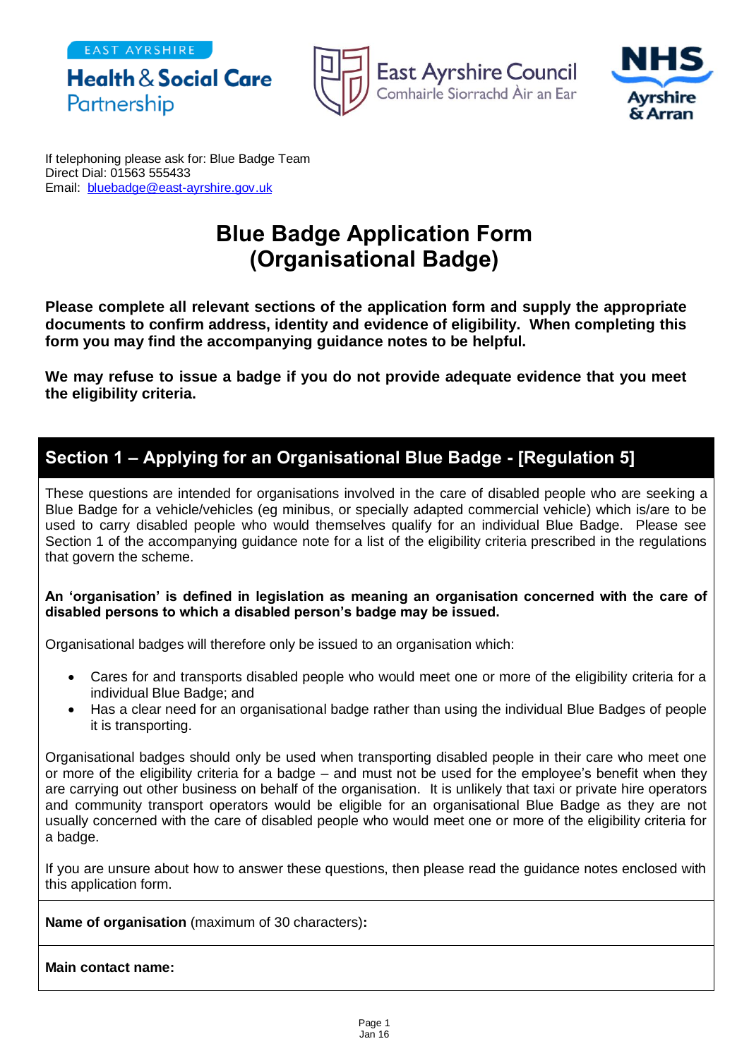EAST AYRSHIRE
**Health & Social Care Partnership**

East Ayrshire Council
Comhairle Siorrachd Àir an Ear

NHS
Ayrshire & Arran

If telephoning please ask for: Blue Badge Team
Direct Dial: 01563 555433
Email: bluebadge@east-ayrshire.gov.uk

# Blue Badge Application Form (Organisational Badge)

**Please complete all relevant sections of the application form and supply the appropriate documents to confirm address, identity and evidence of eligibility. When completing this form you may find the accompanying guidance notes to be helpful.**

**We may refuse to issue a badge if you do not provide adequate evidence that you meet the eligibility criteria.**

## Section 1 – Applying for an Organisational Blue Badge - [Regulation 5]

These questions are intended for organisations involved in the care of disabled people who are seeking a Blue Badge for a vehicle/vehicles (eg minibus, or specially adapted commercial vehicle) which is/are to be used to carry disabled people who would themselves qualify for an individual Blue Badge. Please see Section 1 of the accompanying guidance note for a list of the eligibility criteria prescribed in the regulations that govern the scheme.

**An 'organisation' is defined in legislation as meaning an organisation concerned with the care of disabled persons to which a disabled person's badge may be issued.**

Organisational badges will therefore only be issued to an organisation which:

- Cares for and transports disabled people who would meet one or more of the eligibility criteria for a individual Blue Badge; and
- Has a clear need for an organisational badge rather than using the individual Blue Badges of people it is transporting.

Organisational badges should only be used when transporting disabled people in their care who meet one or more of the eligibility criteria for a badge – and must not be used for the employee's benefit when they are carrying out other business on behalf of the organisation. It is unlikely that taxi or private hire operators and community transport operators would be eligible for an organisational Blue Badge as they are not usually concerned with the care of disabled people who would meet one or more of the eligibility criteria for a badge.

If you are unsure about how to answer these questions, then please read the guidance notes enclosed with this application form.

**Name of organisation** (maximum of 30 characters)**:**

**Main contact name:**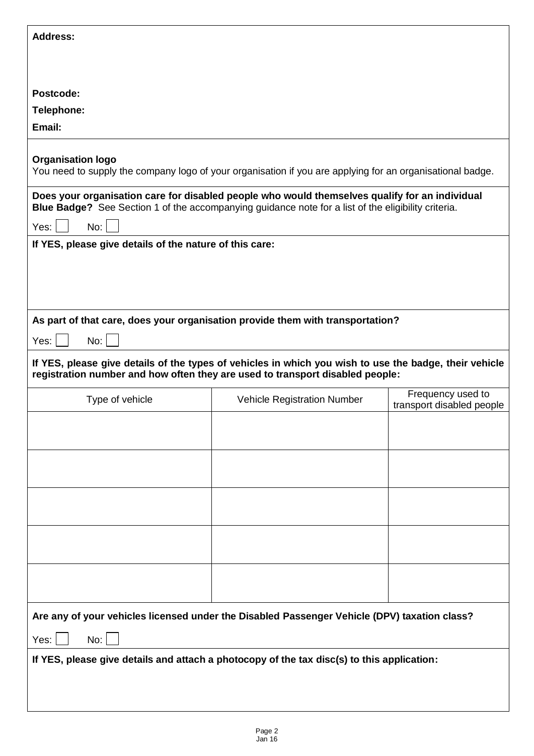**Address:**

**Postcode:**

**Telephone:**

**Email:**

**Organisation logo**
You need to supply the company logo of your organisation if you are applying for an organisational badge.

**Does your organisation care for disabled people who would themselves qualify for an individual Blue Badge?** See Section 1 of the accompanying guidance note for a list of the eligibility criteria.

Yes: ☐ No: ☐

**If YES, please give details of the nature of this care:**

**As part of that care, does your organisation provide them with transportation?**

Yes: ☐ No: ☐

**If YES, please give details of the types of vehicles in which you wish to use the badge, their vehicle registration number and how often they are used to transport disabled people:**

| Type of vehicle | Vehicle Registration Number | Frequency used to transport disabled people |
|---|---|---|
| | | |
| | | |
| | | |
| | | |
| | | |

**Are any of your vehicles licensed under the Disabled Passenger Vehicle (DPV) taxation class?**

Yes: ☐ No: ☐

**If YES, please give details and attach a photocopy of the tax disc(s) to this application:**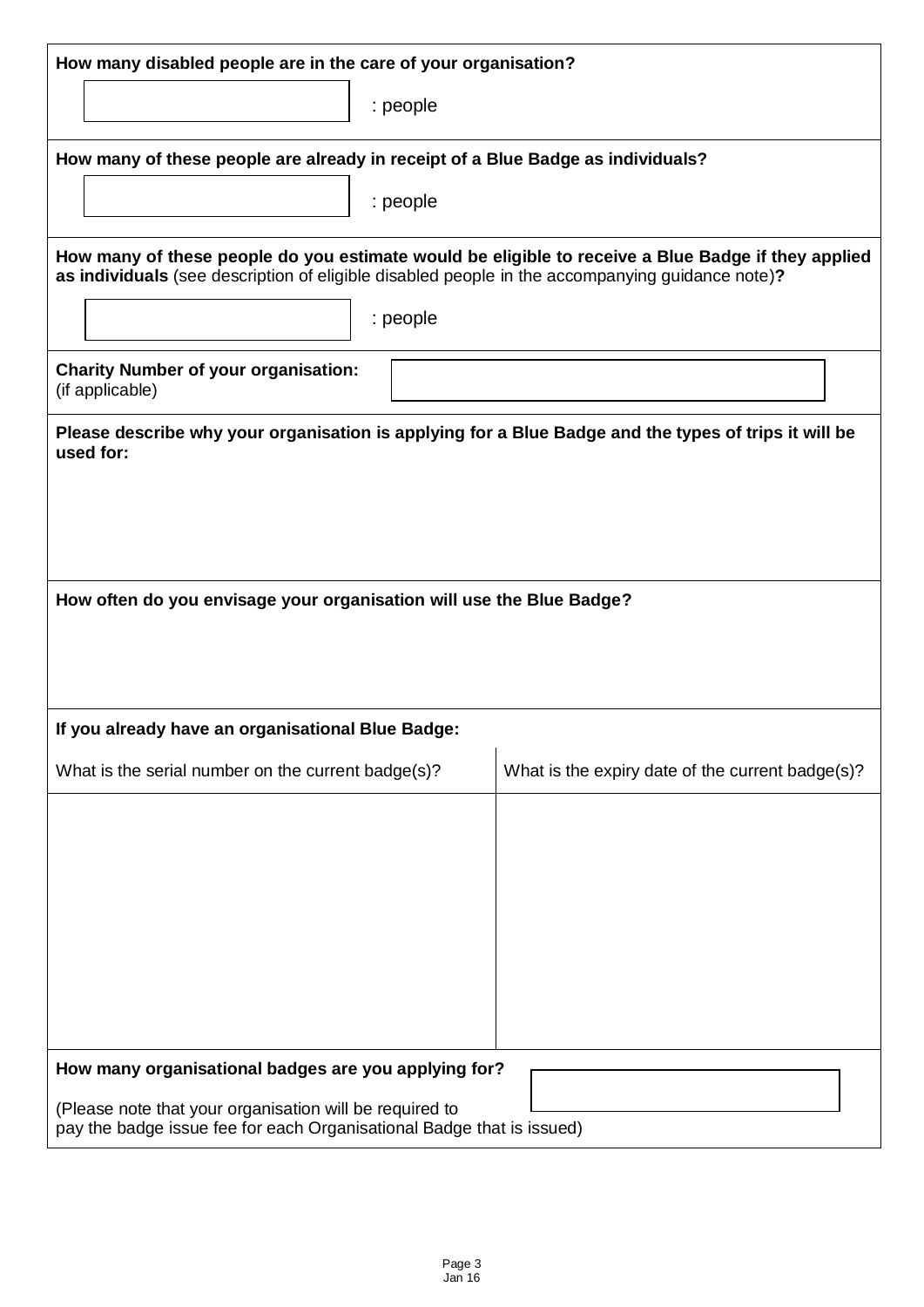**How many disabled people are in the care of your organisation?**

: people

**How many of these people are already in receipt of a Blue Badge as individuals?**

: people

**How many of these people do you estimate would be eligible to receive a Blue Badge if they applied as individuals** (see description of eligible disabled people in the accompanying guidance note)**?**

: people

**Charity Number of your organisation:**
(if applicable)

**Please describe why your organisation is applying for a Blue Badge and the types of trips it will be used for:**

**How often do you envisage your organisation will use the Blue Badge?**

**If you already have an organisational Blue Badge:**

| What is the serial number on the current badge(s)? | What is the expiry date of the current badge(s)? |
|---|---|
| | |

**How many organisational badges are you applying for?**

(Please note that your organisation will be required to pay the badge issue fee for each Organisational Badge that is issued)

Jan 16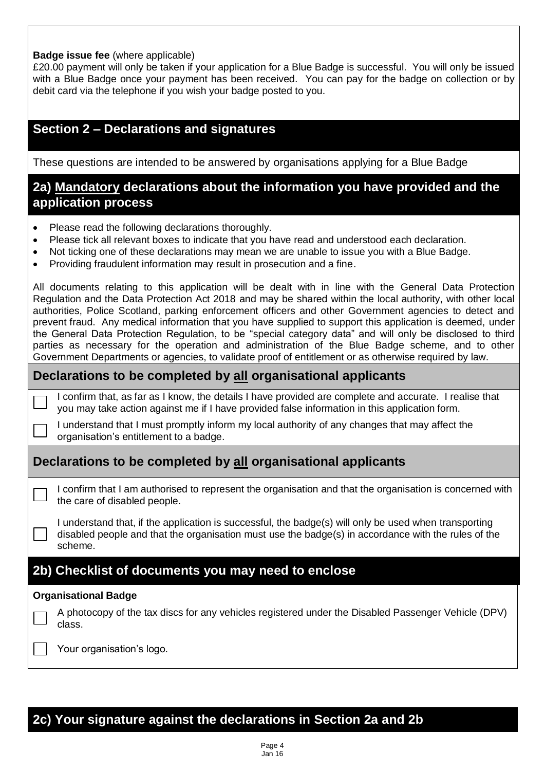**Badge issue fee** (where applicable)
£20.00 payment will only be taken if your application for a Blue Badge is successful. You will only be issued with a Blue Badge once your payment has been received. You can pay for the badge on collection or by debit card via the telephone if you wish your badge posted to you.

## Section 2 – Declarations and signatures

These questions are intended to be answered by organisations applying for a Blue Badge

### 2a) Mandatory declarations about the information you have provided and the application process

- Please read the following declarations thoroughly.
- Please tick all relevant boxes to indicate that you have read and understood each declaration.
- Not ticking one of these declarations may mean we are unable to issue you with a Blue Badge.
- Providing fraudulent information may result in prosecution and a fine.

All documents relating to this application will be dealt with in line with the General Data Protection Regulation and the Data Protection Act 2018 and may be shared within the local authority, with other local authorities, Police Scotland, parking enforcement officers and other Government agencies to detect and prevent fraud. Any medical information that you have supplied to support this application is deemed, under the General Data Protection Regulation, to be "special category data" and will only be disclosed to third parties as necessary for the operation and administration of the Blue Badge scheme, and to other Government Departments or agencies, to validate proof of entitlement or as otherwise required by law.

#### Declarations to be completed by all organisational applicants

- [ ] I confirm that, as far as I know, the details I have provided are complete and accurate. I realise that you may take action against me if I have provided false information in this application form.
- [ ] I understand that I must promptly inform my local authority of any changes that may affect the organisation's entitlement to a badge.

#### Declarations to be completed by all organisational applicants

- [ ] I confirm that I am authorised to represent the organisation and that the organisation is concerned with the care of disabled people.
- [ ] I understand that, if the application is successful, the badge(s) will only be used when transporting disabled people and that the organisation must use the badge(s) in accordance with the rules of the scheme.

### 2b) Checklist of documents you may need to enclose

**Organisational Badge**

- [ ] A photocopy of the tax discs for any vehicles registered under the Disabled Passenger Vehicle (DPV) class.
- [ ] Your organisation's logo.

### 2c) Your signature against the declarations in Section 2a and 2b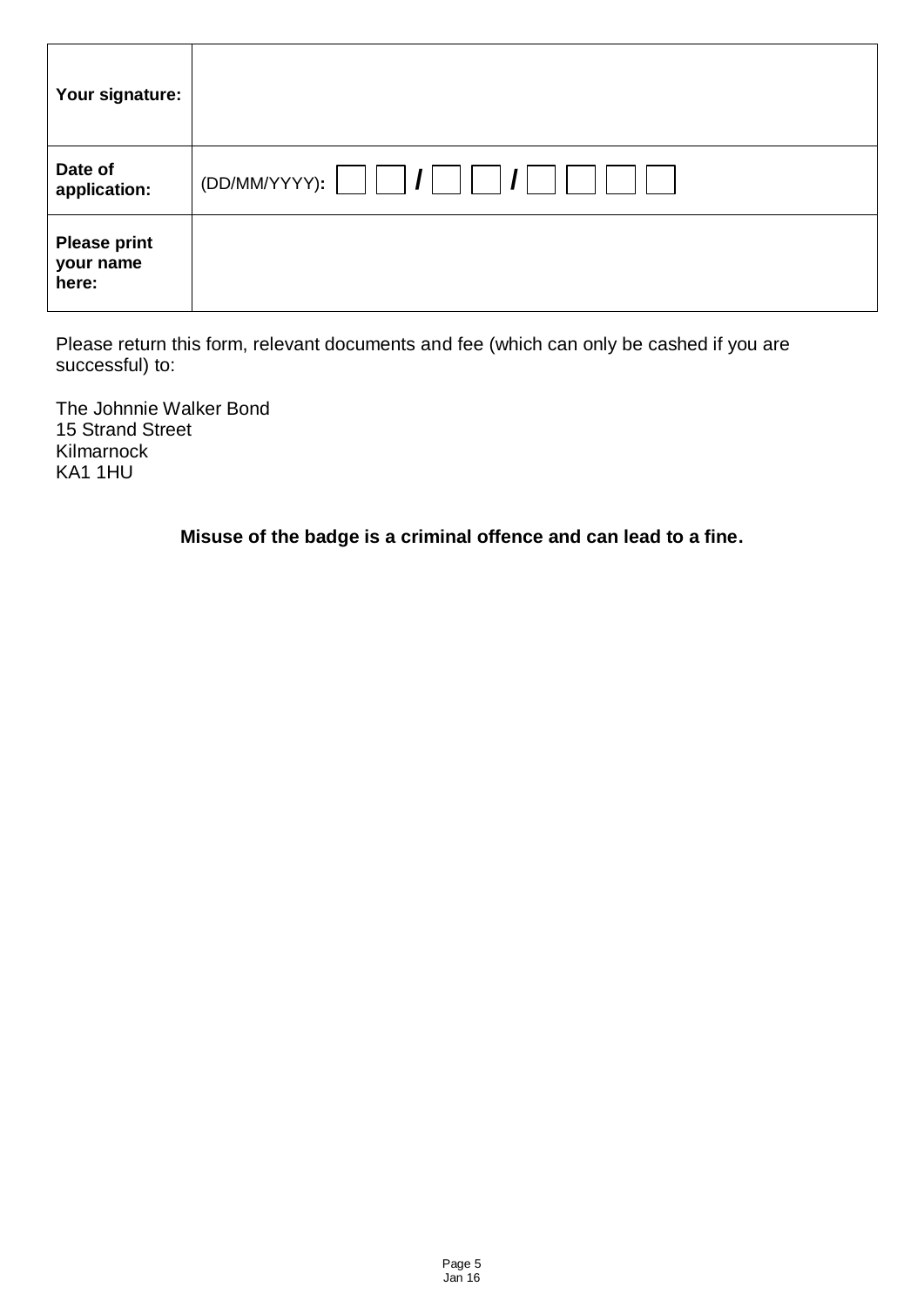| | |
|---|---|
| **Your signature:** | |
| **Date of application:** | (DD/MM/YYYY)**:** [ ][ ] **/** [ ][ ] **/** [ ][ ][ ][ ] |
| **Please print your name here:** | |

Please return this form, relevant documents and fee (which can only be cashed if you are successful) to:

The Johnnie Walker Bond
15 Strand Street
Kilmarnock
KA1 1HU

**Misuse of the badge is a criminal offence and can lead to a fine.**

Jan 16